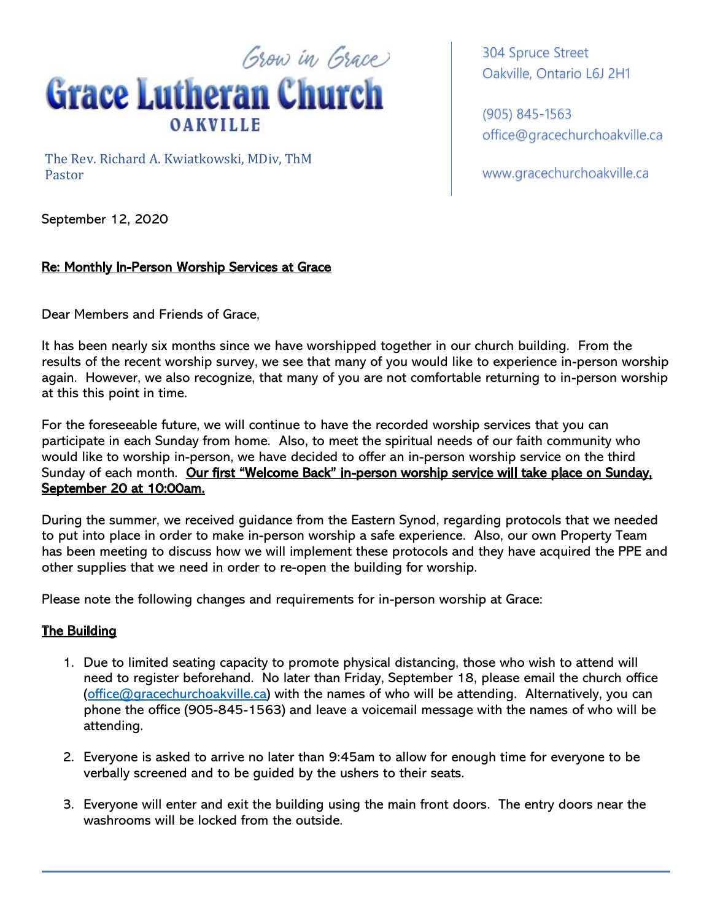Grow in Grace

# Grace Lutheran Church

OAKVILLE

The Rev. Richard A. Kwiatkowski, MDiv, ThM
Pastor

304 Spruce Street
Oakville, Ontario L6J 2H1

(905) 845-1563
office@gracechurchoakville.ca

www.gracechurchoakville.ca

September 12, 2020

**Re: Monthly In-Person Worship Services at Grace**

Dear Members and Friends of Grace,

It has been nearly six months since we have worshipped together in our church building. From the results of the recent worship survey, we see that many of you would like to experience in-person worship again. However, we also recognize, that many of you are not comfortable returning to in-person worship at this this point in time.

For the foreseeable future, we will continue to have the recorded worship services that you can participate in each Sunday from home. Also, to meet the spiritual needs of our faith community who would like to worship in-person, we have decided to offer an in-person worship service on the third Sunday of each month. **Our first "Welcome Back" in-person worship service will take place on Sunday, September 20 at 10:00am.**

During the summer, we received guidance from the Eastern Synod, regarding protocols that we needed to put into place in order to make in-person worship a safe experience. Also, our own Property Team has been meeting to discuss how we will implement these protocols and they have acquired the PPE and other supplies that we need in order to re-open the building for worship.

Please note the following changes and requirements for in-person worship at Grace:

**The Building**

1. Due to limited seating capacity to promote physical distancing, those who wish to attend will need to register beforehand. No later than Friday, September 18, please email the church office (office@gracechurchoakville.ca) with the names of who will be attending. Alternatively, you can phone the office (905-845-1563) and leave a voicemail message with the names of who will be attending.

2. Everyone is asked to arrive no later than 9:45am to allow for enough time for everyone to be verbally screened and to be guided by the ushers to their seats.

3. Everyone will enter and exit the building using the main front doors. The entry doors near the washrooms will be locked from the outside.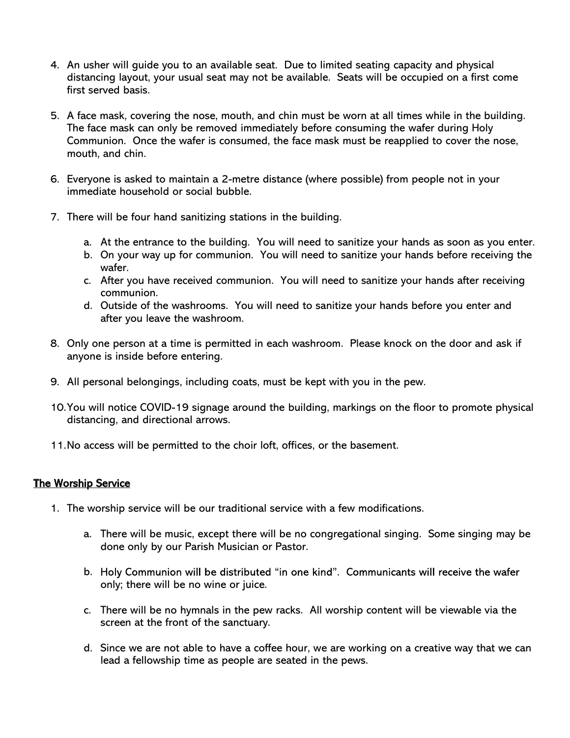4. An usher will guide you to an available seat. Due to limited seating capacity and physical distancing layout, your usual seat may not be available. Seats will be occupied on a first come first served basis.

5. A face mask, covering the nose, mouth, and chin must be worn at all times while in the building. The face mask can only be removed immediately before consuming the wafer during Holy Communion. Once the wafer is consumed, the face mask must be reapplied to cover the nose, mouth, and chin.

6. Everyone is asked to maintain a 2-metre distance (where possible) from people not in your immediate household or social bubble.

7. There will be four hand sanitizing stations in the building.

   a. At the entrance to the building. You will need to sanitize your hands as soon as you enter.
   b. On your way up for communion. You will need to sanitize your hands before receiving the wafer.
   c. After you have received communion. You will need to sanitize your hands after receiving communion.
   d. Outside of the washrooms. You will need to sanitize your hands before you enter and after you leave the washroom.

8. Only one person at a time is permitted in each washroom. Please knock on the door and ask if anyone is inside before entering.

9. All personal belongings, including coats, must be kept with you in the pew.

10. You will notice COVID-19 signage around the building, markings on the floor to promote physical distancing, and directional arrows.

11. No access will be permitted to the choir loft, offices, or the basement.

## <u>The Worship Service</u>

1. The worship service will be our traditional service with a few modifications.

   a. There will be music, except there will be no congregational singing. Some singing may be done only by our Parish Musician or Pastor.

   b. Holy Communion will be distributed "in one kind". Communicants will receive the wafer only; there will be no wine or juice.

   c. There will be no hymnals in the pew racks. All worship content will be viewable via the screen at the front of the sanctuary.

   d. Since we are not able to have a coffee hour, we are working on a creative way that we can lead a fellowship time as people are seated in the pews.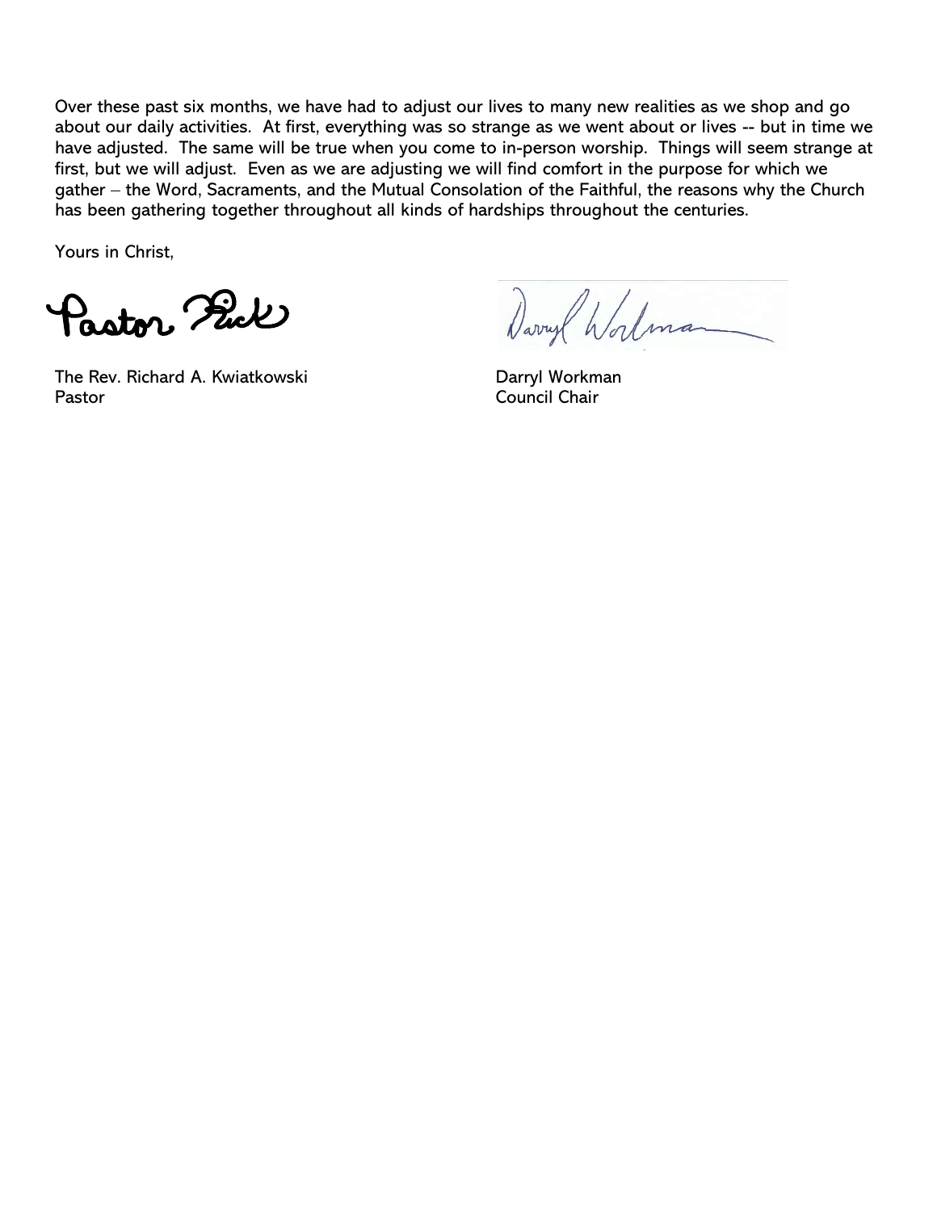Over these past six months, we have had to adjust our lives to many new realities as we shop and go about our daily activities. At first, everything was so strange as we went about or lives -- but in time we have adjusted. The same will be true when you come to in-person worship. Things will seem strange at first, but we will adjust. Even as we are adjusting we will find comfort in the purpose for which we gather – the Word, Sacraments, and the Mutual Consolation of the Faithful, the reasons why the Church has been gathering together throughout all kinds of hardships throughout the centuries.

Yours in Christ,

Pastor Rick

The Rev. Richard A. Kwiatkowski
Pastor

Darryl Workman

Darryl Workman
Council Chair